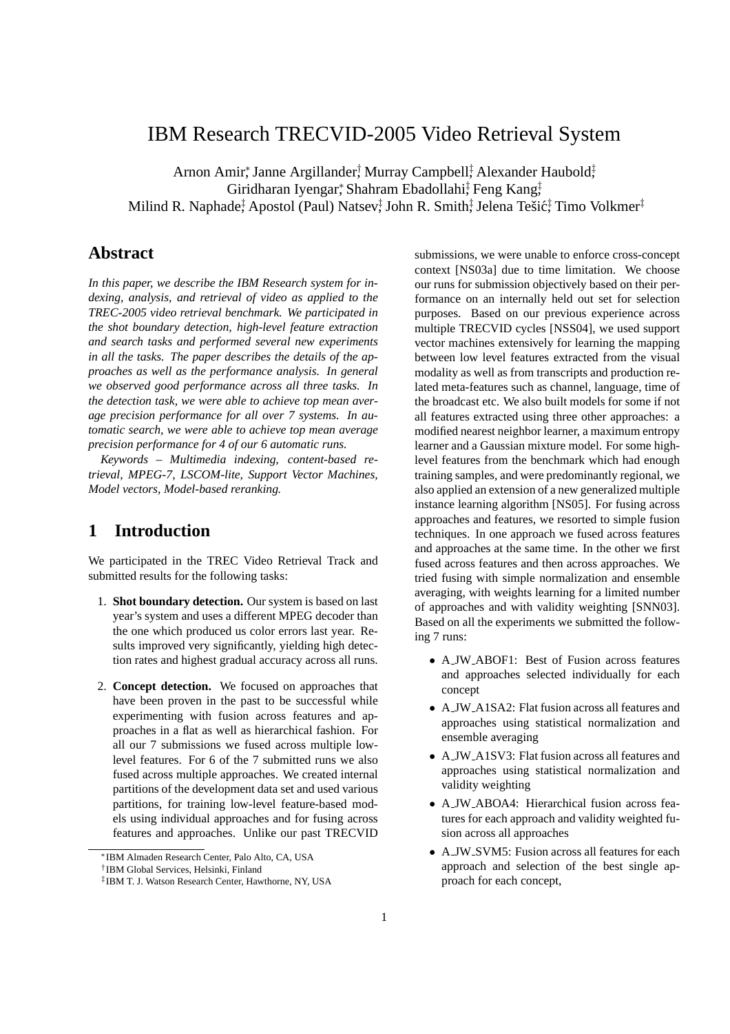# IBM Research TRECVID-2005 Video Retrieval System

Arnon Amir[*], Janne Argillander[†], Murray Campbell[‡], Alexander Haubold[‡], Giridharan Iyengar[*], Shahram Ebadollahi[‡], Feng Kang[‡], Milind R. Naphade[‡], Apostol (Paul) Natsev[‡], John R. Smith[‡], Jelena Tešić[‡], Timo Volkmer[‡]

## Abstract

*In this paper, we describe the IBM Research system for indexing, analysis, and retrieval of video as applied to the TREC-2005 video retrieval benchmark. We participated in the shot boundary detection, high-level feature extraction and search tasks and performed several new experiments in all the tasks. The paper describes the details of the approaches as well as the performance analysis. In general we observed good performance across all three tasks. In the detection task, we were able to achieve top mean average precision performance for all over 7 systems. In automatic search, we were able to achieve top mean average precision performance for 4 of our 6 automatic runs.*

*Keywords – Multimedia indexing, content-based retrieval, MPEG-7, LSCOM-lite, Support Vector Machines, Model vectors, Model-based reranking.*

## 1 Introduction

We participated in the TREC Video Retrieval Track and submitted results for the following tasks:

1. **Shot boundary detection.** Our system is based on last year's system and uses a different MPEG decoder than the one which produced us color errors last year. Results improved very significantly, yielding high detection rates and highest gradual accuracy across all runs.

2. **Concept detection.** We focused on approaches that have been proven in the past to be successful while experimenting with fusion across features and approaches in a flat as well as hierarchical fashion. For all our 7 submissions we fused across multiple low-level features. For 6 of the 7 submitted runs we also fused across multiple approaches. We created internal partitions of the development data set and used various partitions, for training low-level feature-based models using individual approaches and for fusing across features and approaches. Unlike our past TRECVID submissions, we were unable to enforce cross-concept context [NS03a] due to time limitation. We choose our runs for submission objectively based on their performance on an internally held out set for selection purposes. Based on our previous experience across multiple TRECVID cycles [NSS04], we used support vector machines extensively for learning the mapping between low level features extracted from the visual modality as well as from transcripts and production related meta-features such as channel, language, time of the broadcast etc. We also built models for some if not all features extracted using three other approaches: a modified nearest neighbor learner, a maximum entropy learner and a Gaussian mixture model. For some high-level features from the benchmark which had enough training samples, and were predominantly regional, we also applied an extension of a new generalized multiple instance learning algorithm [NS05]. For fusing across approaches and features, we resorted to simple fusion techniques. In one approach we fused across features and approaches at the same time. In the other we first fused across features and then across approaches. We tried fusing with simple normalization and ensemble averaging, with weights learning for a limited number of approaches and with validity weighting [SNN03]. Based on all the experiments we submitted the following 7 runs:

   - A_JW_ABOF1: Best of Fusion across features and approaches selected individually for each concept
   - A_JW_A1SA2: Flat fusion across all features and approaches using statistical normalization and ensemble averaging
   - A_JW_A1SV3: Flat fusion across all features and approaches using statistical normalization and validity weighting
   - A_JW_ABOA4: Hierarchical fusion across features for each approach and validity weighted fusion across all approaches
   - A_JW_SVM5: Fusion across all features for each approach and selection of the best single approach for each concept,

[*] IBM Almaden Research Center, Palo Alto, CA, USA

[†] IBM Global Services, Helsinki, Finland

[‡] IBM T. J. Watson Research Center, Hawthorne, NY, USA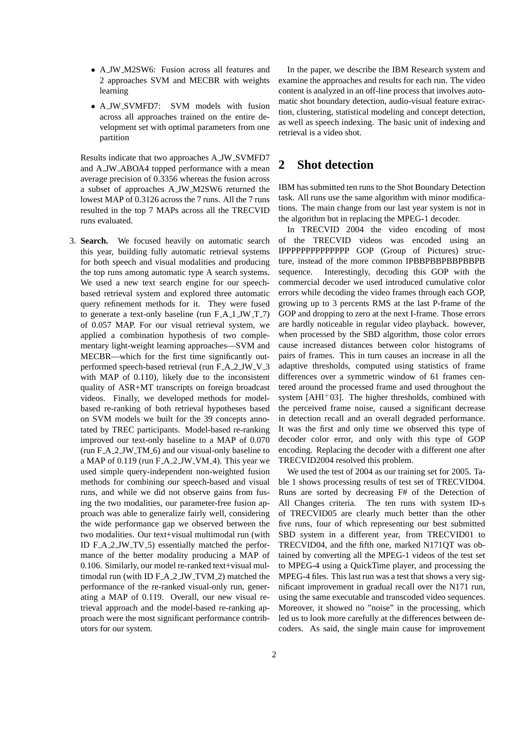- A_JW_M2SW6: Fusion across all features and 2 approaches SVM and MECBR with weights learning
- A_JW_SVMFD7: SVM models with fusion across all approaches trained on the entire development set with optimal parameters from one partition

Results indicate that two approaches A_JW_SVMFD7 and A_JW_ABOA4 topped performance with a mean average precision of 0.3356 whereas the fusion across a subset of approaches A_JW_M2SW6 returned the lowest MAP of 0.3126 across the 7 runs. All the 7 runs resulted in the top 7 MAPs across all the TRECVID runs evaluated.

3. **Search.** We focused heavily on automatic search this year, building fully automatic retrieval systems for both speech and visual modalities and producing the top runs among automatic type A search systems. We used a new text search engine for our speech-based retrieval system and explored three automatic query refinement methods for it. They were fused to generate a text-only baseline (run F_A_1_JW_T_7) of 0.057 MAP. For our visual retrieval system, we applied a combination hypothesis of two complementary light-weight learning approaches—SVM and MECBR—which for the first time significantly outperformed speech-based retrieval (run F_A_2_JW_V_3 with MAP of 0.110), likely due to the inconsistent quality of ASR+MT transcripts on foreign broadcast videos. Finally, we developed methods for model-based re-ranking of both retrieval hypotheses based on SVM models we built for the 39 concepts annotated by TREC participants. Model-based re-ranking improved our text-only baseline to a MAP of 0.070 (run F_A_2_JW_TM_6) and our visual-only baseline to a MAP of 0.119 (run F_A_2_JW_VM_4). This year we used simple query-independent non-weighted fusion methods for combining our speech-based and visual runs, and while we did not observe gains from fusing the two modalities, our parameter-free fusion approach was able to generalize fairly well, considering the wide performance gap we observed between the two modalities. Our text+visual multimodal run (with ID F_A_2_JW_TV_5) essentially matched the performance of the better modality producing a MAP of 0.106. Similarly, our model re-ranked text+visual multimodal run (with ID F_A_2_JW_TVM_2) matched the performance of the re-ranked visual-only run, generating a MAP of 0.119. Overall, our new visual retrieval approach and the model-based re-ranking approach were the most significant performance contributors for our system.

In the paper, we describe the IBM Research system and examine the approaches and results for each run. The video content is analyzed in an off-line process that involves automatic shot boundary detection, audio-visual feature extraction, clustering, statistical modeling and concept detection, as well as speech indexing. The basic unit of indexing and retrieval is a video shot.

## 2 Shot detection

IBM has submitted ten runs to the Shot Boundary Detection task. All runs use the same algorithm with minor modifications. The main change from our last year system is not in the algorithm but in replacing the MPEG-1 decoder.

In TRECVID 2004 the video encoding of most of the TRECVID videos was encoded using an IPPPPPPPPPPPPPP GOP (Group of Pictures) structure, instead of the more common IPBBPBBPBBPBBPB sequence. Interestingly, decoding this GOP with the commercial decoder we used introduced cumulative color errors while decoding the video frames through each GOP, growing up to 3 percents RMS at the last P-frame of the GOP and dropping to zero at the next I-frame. Those errors are hardly noticeable in regular video playback. however, when processed by the SBD algorithm, those color errors cause increased distances between color histograms of pairs of frames. This in turn causes an increase in all the adaptive thresholds, computed using statistics of frame differences over a symmetric window of 61 frames centered around the processed frame and used throughout the system [AHI+03]. The higher thresholds, combined with the perceived frame noise, caused a significant decrease in detection recall and an overall degraded performance. It was the first and only time we observed this type of decoder color error, and only with this type of GOP encoding. Replacing the decoder with a different one after TRECVID2004 resolved this problem.

We used the test of 2004 as our training set for 2005. Table 1 shows processing results of test set of TRECVID04. Runs are sorted by decreasing F# of the Detection of All Changes criteria. The ten runs with system ID-s of TRECVID05 are clearly much better than the other five runs, four of which representing our best submitted SBD system in a different year, from TRECVID01 to TRECVID04, and the fifth one, marked N171QT was obtained by converting all the MPEG-1 videos of the test set to MPEG-4 using a QuickTime player, and processing the MPEG-4 files. This last run was a test that shows a very significant improvement in gradual recall over the N171 run, using the same executable and transcoded video sequences. Moreover, it showed no "noise" in the processing, which led us to look more carefully at the differences between decoders. As said, the single main cause for improvement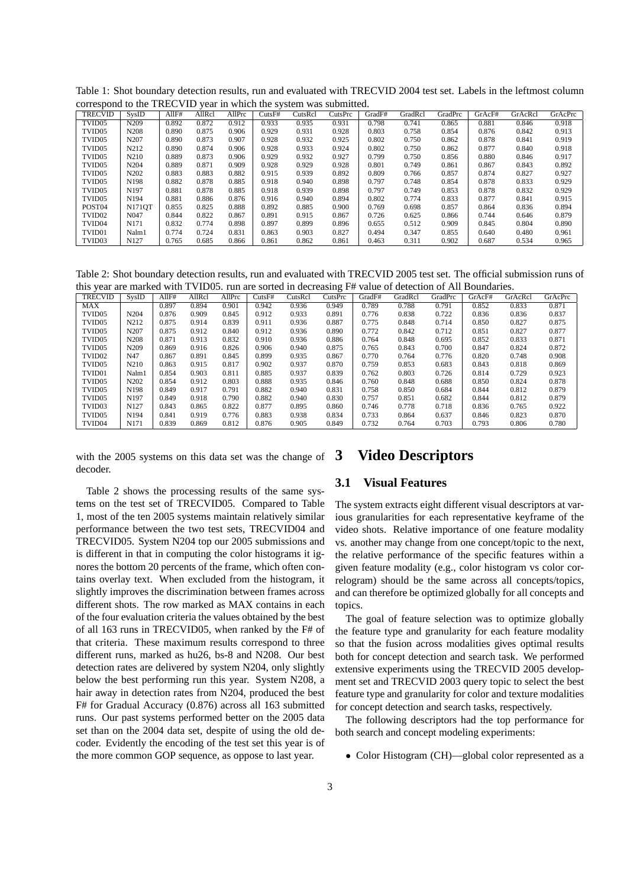Table 1: Shot boundary detection results, run and evaluated with TRECVID 2004 test set. Labels in the leftmost column correspond to the TRECVID year in which the system was submitted.

| TRECVID | SysID | AllF# | AllRcl | AllPrc | CutsF# | CutsRcl | CutsPrc | GradF# | GradRcl | GradPrc | GrAcF# | GrAcRcl | GrAcPrc |
|---|---|---|---|---|---|---|---|---|---|---|---|---|---|
| TVID05 | N209 | 0.892 | 0.872 | 0.912 | 0.933 | 0.935 | 0.931 | 0.798 | 0.741 | 0.865 | 0.881 | 0.846 | 0.918 |
| TVID05 | N208 | 0.890 | 0.875 | 0.906 | 0.929 | 0.931 | 0.928 | 0.803 | 0.758 | 0.854 | 0.876 | 0.842 | 0.913 |
| TVID05 | N207 | 0.890 | 0.873 | 0.907 | 0.928 | 0.932 | 0.925 | 0.802 | 0.750 | 0.862 | 0.878 | 0.841 | 0.919 |
| TVID05 | N212 | 0.890 | 0.874 | 0.906 | 0.928 | 0.933 | 0.924 | 0.802 | 0.750 | 0.862 | 0.877 | 0.840 | 0.918 |
| TVID05 | N210 | 0.889 | 0.873 | 0.906 | 0.929 | 0.932 | 0.927 | 0.799 | 0.750 | 0.856 | 0.880 | 0.846 | 0.917 |
| TVID05 | N204 | 0.889 | 0.871 | 0.909 | 0.928 | 0.929 | 0.928 | 0.801 | 0.749 | 0.861 | 0.867 | 0.843 | 0.892 |
| TVID05 | N202 | 0.883 | 0.883 | 0.882 | 0.915 | 0.939 | 0.892 | 0.809 | 0.766 | 0.857 | 0.874 | 0.827 | 0.927 |
| TVID05 | N198 | 0.882 | 0.878 | 0.885 | 0.918 | 0.940 | 0.898 | 0.797 | 0.748 | 0.854 | 0.878 | 0.833 | 0.929 |
| TVID05 | N197 | 0.881 | 0.878 | 0.885 | 0.918 | 0.939 | 0.898 | 0.797 | 0.749 | 0.853 | 0.878 | 0.832 | 0.929 |
| TVID05 | N194 | 0.881 | 0.886 | 0.876 | 0.916 | 0.940 | 0.894 | 0.802 | 0.774 | 0.833 | 0.877 | 0.841 | 0.915 |
| POST04 | N171QT | 0.855 | 0.825 | 0.888 | 0.892 | 0.885 | 0.900 | 0.769 | 0.698 | 0.857 | 0.864 | 0.836 | 0.894 |
| TVID02 | N047 | 0.844 | 0.822 | 0.867 | 0.891 | 0.915 | 0.867 | 0.726 | 0.625 | 0.866 | 0.744 | 0.646 | 0.879 |
| TVID04 | N171 | 0.832 | 0.774 | 0.898 | 0.897 | 0.899 | 0.896 | 0.655 | 0.512 | 0.909 | 0.845 | 0.804 | 0.890 |
| TVID01 | Nalm1 | 0.774 | 0.724 | 0.831 | 0.863 | 0.903 | 0.827 | 0.494 | 0.347 | 0.855 | 0.640 | 0.480 | 0.961 |
| TVID03 | N127 | 0.765 | 0.685 | 0.866 | 0.861 | 0.862 | 0.861 | 0.463 | 0.311 | 0.902 | 0.687 | 0.534 | 0.965 |

Table 2: Shot boundary detection results, run and evaluated with TRECVID 2005 test set. The official submission runs of this year are marked with TVID05. run are sorted in decreasing F# value of detection of All Boundaries.

| TRECVID | SysID | AllF# | AllRcl | AllPrc | CutsF# | CutsRcl | CutsPrc | GradF# | GradRcl | GradPrc | GrAcF# | GrAcRcl | GrAcPrc |
|---|---|---|---|---|---|---|---|---|---|---|---|---|---|
| MAX | | 0.897 | 0.894 | 0.901 | 0.942 | 0.936 | 0.949 | 0.789 | 0.788 | 0.791 | 0.852 | 0.833 | 0.871 |
| TVID05 | N204 | 0.876 | 0.909 | 0.845 | 0.912 | 0.933 | 0.891 | 0.776 | 0.838 | 0.722 | 0.836 | 0.836 | 0.837 |
| TVID05 | N212 | 0.875 | 0.914 | 0.839 | 0.911 | 0.936 | 0.887 | 0.775 | 0.848 | 0.714 | 0.850 | 0.827 | 0.875 |
| TVID05 | N207 | 0.875 | 0.912 | 0.840 | 0.912 | 0.936 | 0.890 | 0.772 | 0.842 | 0.712 | 0.851 | 0.827 | 0.877 |
| TVID05 | N208 | 0.871 | 0.913 | 0.832 | 0.910 | 0.936 | 0.886 | 0.764 | 0.848 | 0.695 | 0.852 | 0.833 | 0.871 |
| TVID05 | N209 | 0.869 | 0.916 | 0.826 | 0.906 | 0.940 | 0.875 | 0.765 | 0.843 | 0.700 | 0.847 | 0.824 | 0.872 |
| TVID02 | N47 | 0.867 | 0.891 | 0.845 | 0.899 | 0.935 | 0.867 | 0.770 | 0.764 | 0.776 | 0.820 | 0.748 | 0.908 |
| TVID05 | N210 | 0.863 | 0.915 | 0.817 | 0.902 | 0.937 | 0.870 | 0.759 | 0.853 | 0.683 | 0.843 | 0.818 | 0.869 |
| TVID01 | Nalm1 | 0.854 | 0.903 | 0.811 | 0.885 | 0.937 | 0.839 | 0.762 | 0.803 | 0.726 | 0.814 | 0.729 | 0.923 |
| TVID05 | N202 | 0.854 | 0.912 | 0.803 | 0.888 | 0.935 | 0.846 | 0.760 | 0.848 | 0.688 | 0.850 | 0.824 | 0.878 |
| TVID05 | N198 | 0.849 | 0.917 | 0.791 | 0.882 | 0.940 | 0.831 | 0.758 | 0.850 | 0.684 | 0.844 | 0.812 | 0.879 |
| TVID05 | N197 | 0.849 | 0.918 | 0.790 | 0.882 | 0.940 | 0.830 | 0.757 | 0.851 | 0.682 | 0.844 | 0.812 | 0.879 |
| TVID03 | N127 | 0.843 | 0.865 | 0.822 | 0.877 | 0.895 | 0.860 | 0.746 | 0.778 | 0.718 | 0.836 | 0.765 | 0.922 |
| TVID05 | N194 | 0.841 | 0.919 | 0.776 | 0.883 | 0.938 | 0.834 | 0.733 | 0.864 | 0.637 | 0.846 | 0.823 | 0.870 |
| TVID04 | N171 | 0.839 | 0.869 | 0.812 | 0.876 | 0.905 | 0.849 | 0.732 | 0.764 | 0.703 | 0.793 | 0.806 | 0.780 |

with the 2005 systems on this data set was the change of decoder.

Table 2 shows the processing results of the same systems on the test set of TRECVID05. Compared to Table 1, most of the ten 2005 systems maintain relatively similar performance between the two test sets, TRECVID04 and TRECVID05. System N204 top our 2005 submissions and is different in that in computing the color histograms it ignores the bottom 20 percents of the frame, which often contains overlay text. When excluded from the histogram, it slightly improves the discrimination between frames across different shots. The row marked as MAX contains in each of the four evaluation criteria the values obtained by the best of all 163 runs in TRECVID05, when ranked by the F# of that criteria. These maximum results correspond to three different runs, marked as hu26, bs-8 and N208. Our best detection rates are delivered by system N204, only slightly below the best performing run this year. System N208, a hair away in detection rates from N204, produced the best F# for Gradual Accuracy (0.876) across all 163 submitted runs. Our past systems performed better on the 2005 data set than on the 2004 data set, despite of using the old decoder. Evidently the encoding of the test set this year is of the more common GOP sequence, as oppose to last year.

# 3 Video Descriptors

## 3.1 Visual Features

The system extracts eight different visual descriptors at various granularities for each representative keyframe of the video shots. Relative importance of one feature modality vs. another may change from one concept/topic to the next, the relative performance of the specific features within a given feature modality (e.g., color histogram vs color correlogram) should be the same across all concepts/topics, and can therefore be optimized globally for all concepts and topics.

The goal of feature selection was to optimize globally the feature type and granularity for each feature modality so that the fusion across modalities gives optimal results both for concept detection and search task. We performed extensive experiments using the TRECVID 2005 development set and TRECVID 2003 query topic to select the best feature type and granularity for color and texture modalities for concept detection and search tasks, respectively.

The following descriptors had the top performance for both search and concept modeling experiments:

- Color Histogram (CH)—global color represented as a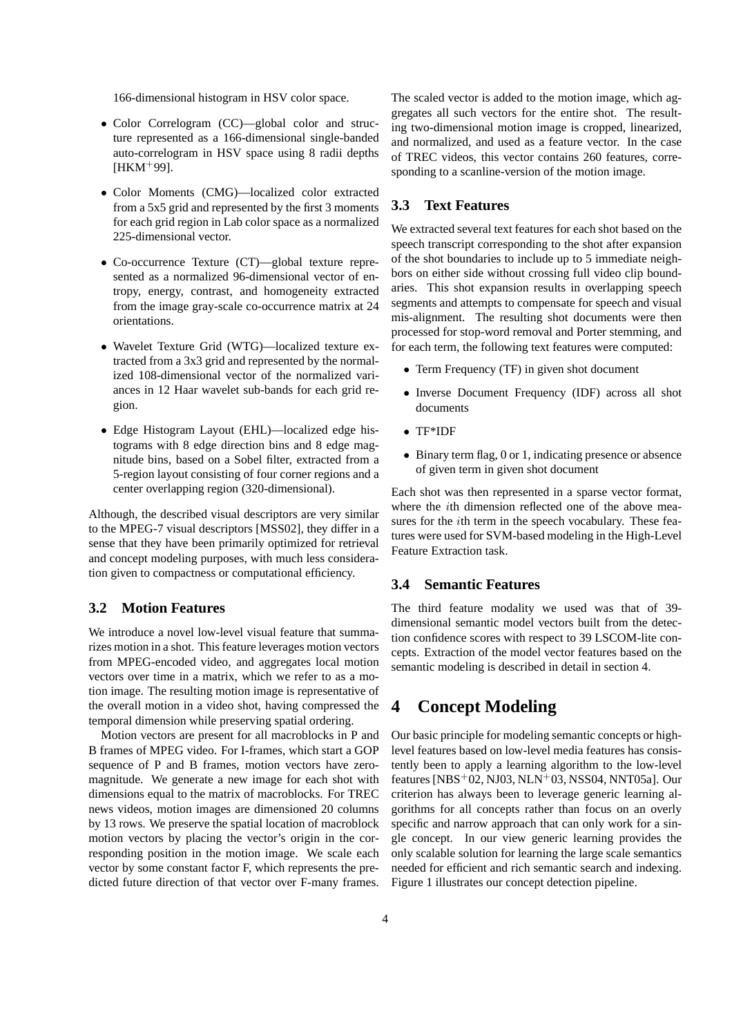166-dimensional histogram in HSV color space.

- Color Correlogram (CC)—global color and structure represented as a 166-dimensional single-banded auto-correlogram in HSV space using 8 radii depths [HKM+99].
- Color Moments (CMG)—localized color extracted from a 5x5 grid and represented by the first 3 moments for each grid region in Lab color space as a normalized 225-dimensional vector.
- Co-occurrence Texture (CT)—global texture represented as a normalized 96-dimensional vector of entropy, energy, contrast, and homogeneity extracted from the image gray-scale co-occurrence matrix at 24 orientations.
- Wavelet Texture Grid (WTG)—localized texture extracted from a 3x3 grid and represented by the normalized 108-dimensional vector of the normalized variances in 12 Haar wavelet sub-bands for each grid region.
- Edge Histogram Layout (EHL)—localized edge histograms with 8 edge direction bins and 8 edge magnitude bins, based on a Sobel filter, extracted from a 5-region layout consisting of four corner regions and a center overlapping region (320-dimensional).

Although, the described visual descriptors are very similar to the MPEG-7 visual descriptors [MSS02], they differ in a sense that they have been primarily optimized for retrieval and concept modeling purposes, with much less consideration given to compactness or computational efficiency.

### 3.2 Motion Features

We introduce a novel low-level visual feature that summarizes motion in a shot. This feature leverages motion vectors from MPEG-encoded video, and aggregates local motion vectors over time in a matrix, which we refer to as a motion image. The resulting motion image is representative of the overall motion in a video shot, having compressed the temporal dimension while preserving spatial ordering.

Motion vectors are present for all macroblocks in P and B frames of MPEG video. For I-frames, which start a GOP sequence of P and B frames, motion vectors have zero-magnitude. We generate a new image for each shot with dimensions equal to the matrix of macroblocks. For TREC news videos, motion images are dimensioned 20 columns by 13 rows. We preserve the spatial location of macroblock motion vectors by placing the vector's origin in the corresponding position in the motion image. We scale each vector by some constant factor F, which represents the predicted future direction of that vector over F-many frames. The scaled vector is added to the motion image, which aggregates all such vectors for the entire shot. The resulting two-dimensional motion image is cropped, linearized, and normalized, and used as a feature vector. In the case of TREC videos, this vector contains 260 features, corresponding to a scanline-version of the motion image.

### 3.3 Text Features

We extracted several text features for each shot based on the speech transcript corresponding to the shot after expansion of the shot boundaries to include up to 5 immediate neighbors on either side without crossing full video clip boundaries. This shot expansion results in overlapping speech segments and attempts to compensate for speech and visual mis-alignment. The resulting shot documents were then processed for stop-word removal and Porter stemming, and for each term, the following text features were computed:

- Term Frequency (TF) in given shot document
- Inverse Document Frequency (IDF) across all shot documents
- TF*IDF
- Binary term flag, 0 or 1, indicating presence or absence of given term in given shot document

Each shot was then represented in a sparse vector format, where the $i$th dimension reflected one of the above measures for the $i$th term in the speech vocabulary. These features were used for SVM-based modeling in the High-Level Feature Extraction task.

### 3.4 Semantic Features

The third feature modality we used was that of 39-dimensional semantic model vectors built from the detection confidence scores with respect to 39 LSCOM-lite concepts. Extraction of the model vector features based on the semantic modeling is described in detail in section 4.

## 4 Concept Modeling

Our basic principle for modeling semantic concepts or high-level features based on low-level media features has consistently been to apply a learning algorithm to the low-level features [NBS+02, NJ03, NLN+03, NSS04, NNT05a]. Our criterion has always been to leverage generic learning algorithms for all concepts rather than focus on an overly specific and narrow approach that can only work for a single concept. In our view generic learning provides the only scalable solution for learning the large scale semantics needed for efficient and rich semantic search and indexing. Figure 1 illustrates our concept detection pipeline.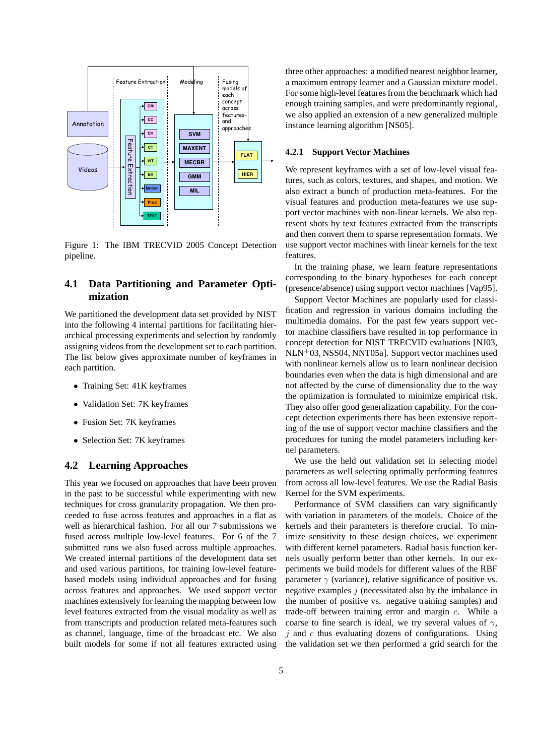Figure 1: The IBM TRECVID 2005 Concept Detection pipeline.

### 4.1 Data Partitioning and Parameter Optimization

We partitioned the development data set provided by NIST into the following 4 internal partitions for facilitating hierarchical processing experiments and selection by randomly assigning videos from the development set to each partition. The list below gives approximate number of keyframes in each partition.

- Training Set: 41K keyframes
- Validation Set: 7K keyframes
- Fusion Set: 7K keyframes
- Selection Set: 7K keyframes

### 4.2 Learning Approaches

This year we focused on approaches that have been proven in the past to be successful while experimenting with new techniques for cross granularity propagation. We then proceeded to fuse across features and approaches in a flat as well as hierarchical fashion. For all our 7 submissions we fused across multiple low-level features. For 6 of the 7 submitted runs we also fused across multiple approaches. We created internal partitions of the development data set and used various partitions, for training low-level feature-based models using individual approaches and for fusing across features and approaches. We used support vector machines extensively for learning the mapping between low level features extracted from the visual modality as well as from transcripts and production related meta-features such as channel, language, time of the broadcast etc. We also built models for some if not all features extracted using three other approaches: a modified nearest neighbor learner, a maximum entropy learner and a Gaussian mixture model. For some high-level features from the benchmark which had enough training samples, and were predominantly regional, we also applied an extension of a new generalized multiple instance learning algorithm [NS05].

#### 4.2.1 Support Vector Machines

We represent keyframes with a set of low-level visual features, such as colors, textures, and shapes, and motion. We also extract a bunch of production meta-features. For the visual features and production meta-features we use support vector machines with non-linear kernels. We also represent shots by text features extracted from the transcripts and then convert them to sparse representation formats. We use support vector machines with linear kernels for the text features.

In the training phase, we learn feature representations corresponding to the binary hypotheses for each concept (presence/absence) using support vector machines [Vap95].

Support Vector Machines are popularly used for classification and regression in various domains including the multimedia domains. For the past few years support vector machine classifiers have resulted in top performance in concept detection for NIST TRECVID evaluations [NJ03, NLN$^{+}$03, NSS04, NNT05a]. Support vector machines used with nonlinear kernels allow us to learn nonlinear decision boundaries even when the data is high dimensional and are not affected by the curse of dimensionality due to the way the optimization is formulated to minimize empirical risk. They also offer good generalization capability. For the concept detection experiments there has been extensive reporting of the use of support vector machine classifiers and the procedures for tuning the model parameters including kernel parameters.

We use the held out validation set in selecting model parameters as well selecting optimally performing features from across all low-level features. We use the Radial Basis Kernel for the SVM experiments.

Performance of SVM classifiers can vary significantly with variation in parameters of the models. Choice of the kernels and their parameters is therefore crucial. To minimize sensitivity to these design choices, we experiment with different kernel parameters. Radial basis function kernels usually perform better than other kernels. In our experiments we build models for different values of the RBF parameter $\gamma$ (variance), relative significance of positive vs. negative examples $j$ (necessitated also by the imbalance in the number of positive vs. negative training samples) and trade-off between training error and margin $c$. While a coarse to fine search is ideal, we try several values of $\gamma$, $j$ and $c$ thus evaluating dozens of configurations. Using the validation set we then performed a grid search for the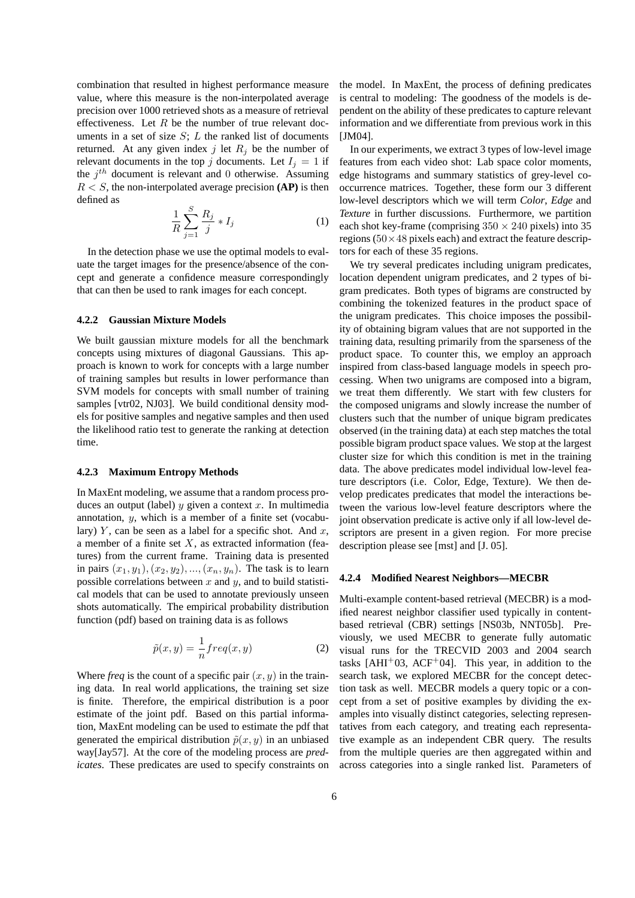combination that resulted in highest performance measure value, where this measure is the non-interpolated average precision over 1000 retrieved shots as a measure of retrieval effectiveness. Let $R$ be the number of true relevant documents in a set of size $S$; $L$ the ranked list of documents returned. At any given index $j$ let $R_j$ be the number of relevant documents in the top $j$ documents. Let $I_j = 1$ if the $j^{th}$ document is relevant and $0$ otherwise. Assuming $R < S$, the non-interpolated average precision **(AP)** is then defined as

$$\frac{1}{R}\sum_{j=1}^{S}\frac{R_j}{j} * I_j \tag{1}$$

In the detection phase we use the optimal models to evaluate the target images for the presence/absence of the concept and generate a confidence measure correspondingly that can then be used to rank images for each concept.

#### 4.2.2 Gaussian Mixture Models

We built gaussian mixture models for all the benchmark concepts using mixtures of diagonal Gaussians. This approach is known to work for concepts with a large number of training samples but results in lower performance than SVM models for concepts with small number of training samples [vtr02, NJ03]. We build conditional density models for positive samples and negative samples and then used the likelihood ratio test to generate the ranking at detection time.

#### 4.2.3 Maximum Entropy Methods

In MaxEnt modeling, we assume that a random process produces an output (label) $y$ given a context $x$. In multimedia annotation, $y$, which is a member of a finite set (vocabulary) $Y$, can be seen as a label for a specific shot. And $x$, a member of a finite set $X$, as extracted information (features) from the current frame. Training data is presented in pairs $(x_1, y_1), (x_2, y_2), ..., (x_n, y_n)$. The task is to learn possible correlations between $x$ and $y$, and to build statistical models that can be used to annotate previously unseen shots automatically. The empirical probability distribution function (pdf) based on training data is as follows

$$\tilde{p}(x, y) = \frac{1}{n} freq(x, y) \tag{2}$$

Where *freq* is the count of a specific pair $(x, y)$ in the training data. In real world applications, the training set size is finite. Therefore, the empirical distribution is a poor estimate of the joint pdf. Based on this partial information, MaxEnt modeling can be used to estimate the pdf that generated the empirical distribution $\tilde{p}(x, y)$ in an unbiased way[Jay57]. At the core of the modeling process are *predicates*. These predicates are used to specify constraints on the model. In MaxEnt, the process of defining predicates is central to modeling: The goodness of the models is dependent on the ability of these predicates to capture relevant information and we differentiate from previous work in this [JM04].

In our experiments, we extract 3 types of low-level image features from each video shot: Lab space color moments, edge histograms and summary statistics of grey-level co-occurrence matrices. Together, these form our 3 different low-level descriptors which we will term *Color*, *Edge* and *Texture* in further discussions. Furthermore, we partition each shot key-frame (comprising $350 \times 240$ pixels) into 35 regions ($50 \times 48$ pixels each) and extract the feature descriptors for each of these 35 regions.

We try several predicates including unigram predicates, location dependent unigram predicates, and 2 types of bigram predicates. Both types of bigrams are constructed by combining the tokenized features in the product space of the unigram predicates. This choice imposes the possibility of obtaining bigram values that are not supported in the training data, resulting primarily from the sparseness of the product space. To counter this, we employ an approach inspired from class-based language models in speech processing. When two unigrams are composed into a bigram, we treat them differently. We start with few clusters for the composed unigrams and slowly increase the number of clusters such that the number of unique bigram predicates observed (in the training data) at each step matches the total possible bigram product space values. We stop at the largest cluster size for which this condition is met in the training data. The above predicates model individual low-level feature descriptors (i.e. Color, Edge, Texture). We then develop predicates predicates that model the interactions between the various low-level feature descriptors where the joint observation predicate is active only if all low-level descriptors are present in a given region. For more precise description please see [mst] and [J. 05].

#### 4.2.4 Modified Nearest Neighbors—MECBR

Multi-example content-based retrieval (MECBR) is a modified nearest neighbor classifier used typically in content-based retrieval (CBR) settings [NS03b, NNT05b]. Previously, we used MECBR to generate fully automatic visual runs for the TRECVID 2003 and 2004 search tasks [AHI+03, ACF+04]. This year, in addition to the search task, we explored MECBR for the concept detection task as well. MECBR models a query topic or a concept from a set of positive examples by dividing the examples into visually distinct categories, selecting representatives from each category, and treating each representative example as an independent CBR query. The results from the multiple queries are then aggregated within and across categories into a single ranked list. Parameters of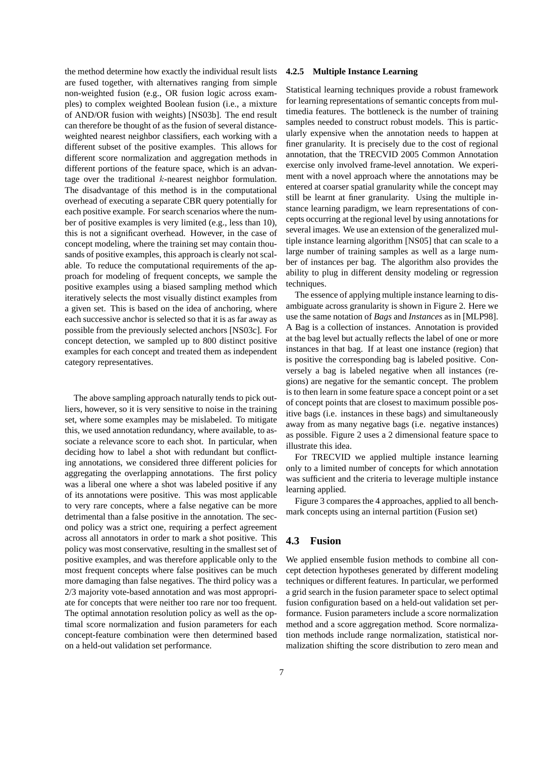the method determine how exactly the individual result lists are fused together, with alternatives ranging from simple non-weighted fusion (e.g., OR fusion logic across examples) to complex weighted Boolean fusion (i.e., a mixture of AND/OR fusion with weights) [NS03b]. The end result can therefore be thought of as the fusion of several distance-weighted nearest neighbor classifiers, each working with a different subset of the positive examples. This allows for different score normalization and aggregation methods in different portions of the feature space, which is an advantage over the traditional $k$-nearest neighbor formulation. The disadvantage of this method is in the computational overhead of executing a separate CBR query potentially for each positive example. For search scenarios where the number of positive examples is very limited (e.g., less than 10), this is not a significant overhead. However, in the case of concept modeling, where the training set may contain thousands of positive examples, this approach is clearly not scalable. To reduce the computational requirements of the approach for modeling of frequent concepts, we sample the positive examples using a biased sampling method which iteratively selects the most visually distinct examples from a given set. This is based on the idea of anchoring, where each successive anchor is selected so that it is as far away as possible from the previously selected anchors [NS03c]. For concept detection, we sampled up to 800 distinct positive examples for each concept and treated them as independent category representatives.

The above sampling approach naturally tends to pick outliers, however, so it is very sensitive to noise in the training set, where some examples may be mislabeled. To mitigate this, we used annotation redundancy, where available, to associate a relevance score to each shot. In particular, when deciding how to label a shot with redundant but conflicting annotations, we considered three different policies for aggregating the overlapping annotations. The first policy was a liberal one where a shot was labeled positive if any of its annotations were positive. This was most applicable to very rare concepts, where a false negative can be more detrimental than a false positive in the annotation. The second policy was a strict one, requiring a perfect agreement across all annotators in order to mark a shot positive. This policy was most conservative, resulting in the smallest set of positive examples, and was therefore applicable only to the most frequent concepts where false positives can be much more damaging than false negatives. The third policy was a 2/3 majority vote-based annotation and was most appropriate for concepts that were neither too rare nor too frequent. The optimal annotation resolution policy as well as the optimal score normalization and fusion parameters for each concept-feature combination were then determined based on a held-out validation set performance.

#### 4.2.5 Multiple Instance Learning

Statistical learning techniques provide a robust framework for learning representations of semantic concepts from multimedia features. The bottleneck is the number of training samples needed to construct robust models. This is particularly expensive when the annotation needs to happen at finer granularity. It is precisely due to the cost of regional annotation, that the TRECVID 2005 Common Annotation exercise only involved frame-level annotation. We experiment with a novel approach where the annotations may be entered at coarser spatial granularity while the concept may still be learnt at finer granularity. Using the multiple instance learning paradigm, we learn representations of concepts occurring at the regional level by using annotations for several images. We use an extension of the generalized multiple instance learning algorithm [NS05] that can scale to a large number of training samples as well as a large number of instances per bag. The algorithm also provides the ability to plug in different density modeling or regression techniques.

The essence of applying multiple instance learning to disambiguate across granularity is shown in Figure 2. Here we use the same notation of *Bags* and *Instances* as in [MLP98]. A Bag is a collection of instances. Annotation is provided at the bag level but actually reflects the label of one or more instances in that bag. If at least one instance (region) that is positive the corresponding bag is labeled positive. Conversely a bag is labeled negative when all instances (regions) are negative for the semantic concept. The problem is to then learn in some feature space a concept point or a set of concept points that are closest to maximum possible positive bags (i.e. instances in these bags) and simultaneously away from as many negative bags (i.e. negative instances) as possible. Figure 2 uses a 2 dimensional feature space to illustrate this idea.

For TRECVID we applied multiple instance learning only to a limited number of concepts for which annotation was sufficient and the criteria to leverage multiple instance learning applied.

Figure 3 compares the 4 approaches, applied to all benchmark concepts using an internal partition (Fusion set)

### 4.3 Fusion

We applied ensemble fusion methods to combine all concept detection hypotheses generated by different modeling techniques or different features. In particular, we performed a grid search in the fusion parameter space to select optimal fusion configuration based on a held-out validation set performance. Fusion parameters include a score normalization method and a score aggregation method. Score normalization methods include range normalization, statistical normalization shifting the score distribution to zero mean and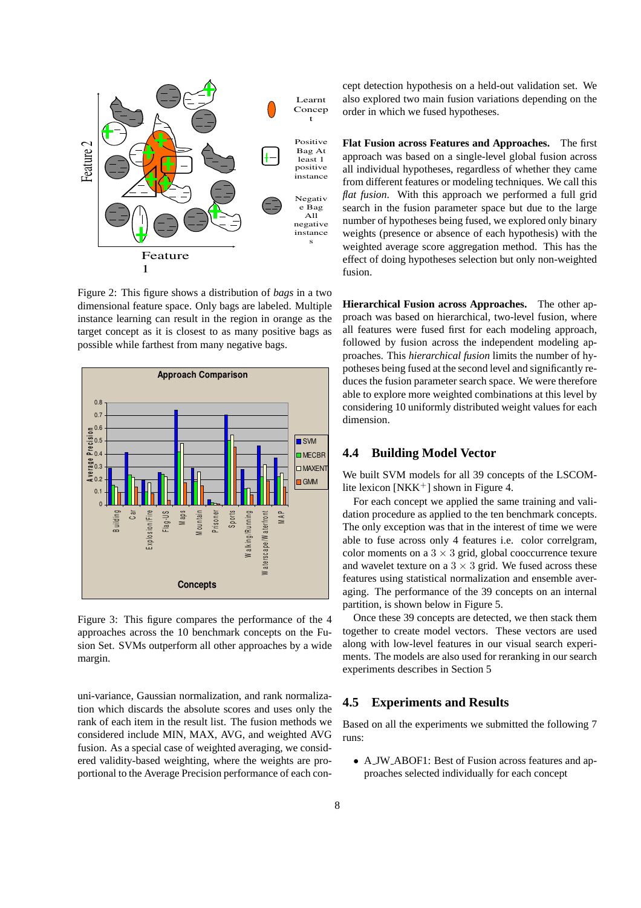Figure 2: This figure shows a distribution of *bags* in a two dimensional feature space. Only bags are labeled. Multiple instance learning can result in the region in orange as the target concept as it is closest to as many positive bags as possible while farthest from many negative bags.

Figure 3: This figure compares the performance of the 4 approaches across the 10 benchmark concepts on the Fusion Set. SVMs outperform all other approaches by a wide margin.

uni-variance, Gaussian normalization, and rank normalization which discards the absolute scores and uses only the rank of each item in the result list. The fusion methods we considered include MIN, MAX, AVG, and weighted AVG fusion. As a special case of weighted averaging, we considered validity-based weighting, where the weights are proportional to the Average Precision performance of each concept detection hypothesis on a held-out validation set. We also explored two main fusion variations depending on the order in which we fused hypotheses.

**Flat Fusion across Features and Approaches.** The first approach was based on a single-level global fusion across all individual hypotheses, regardless of whether they came from different features or modeling techniques. We call this *flat fusion*. With this approach we performed a full grid search in the fusion parameter space but due to the large number of hypotheses being fused, we explored only binary weights (presence or absence of each hypothesis) with the weighted average score aggregation method. This has the effect of doing hypotheses selection but only non-weighted fusion.

**Hierarchical Fusion across Approaches.** The other approach was based on hierarchical, two-level fusion, where all features were fused first for each modeling approach, followed by fusion across the independent modeling approaches. This *hierarchical fusion* limits the number of hypotheses being fused at the second level and significantly reduces the fusion parameter search space. We were therefore able to explore more weighted combinations at this level by considering 10 uniformly distributed weight values for each dimension.

## 4.4 Building Model Vector

We built SVM models for all 39 concepts of the LSCOM-lite lexicon [NKK+] shown in Figure 4.

For each concept we applied the same training and validation procedure as applied to the ten benchmark concepts. The only exception was that in the interest of time we were able to fuse across only 4 features i.e. color correlgram, color moments on a $3 \times 3$ grid, global cooccurrence texure and wavelet texture on a $3 \times 3$ grid. We fused across these features using statistical normalization and ensemble averaging. The performance of the 39 concepts on an internal partition, is shown below in Figure 5.

Once these 39 concepts are detected, we then stack them together to create model vectors. These vectors are used along with low-level features in our visual search experiments. The models are also used for reranking in our search experiments describes in Section 5

## 4.5 Experiments and Results

Based on all the experiments we submitted the following 7 runs:

- A_JW_ABOF1: Best of Fusion across features and approaches selected individually for each concept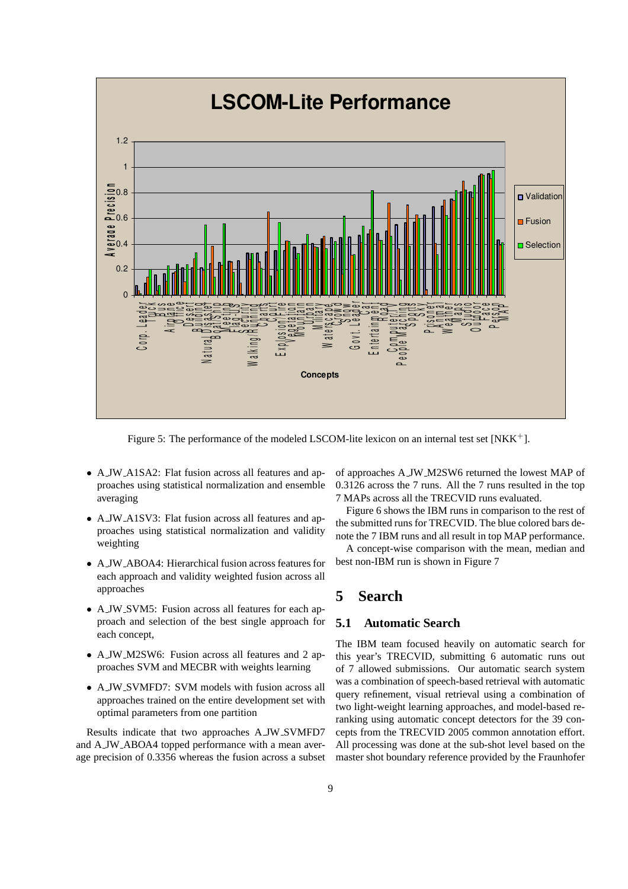Figure 5: The performance of the modeled LSCOM-lite lexicon on an internal test set [NKK+].

- A_JW_A1SA2: Flat fusion across all features and approaches using statistical normalization and ensemble averaging
- A_JW_A1SV3: Flat fusion across all features and approaches using statistical normalization and validity weighting
- A_JW_ABOA4: Hierarchical fusion across features for each approach and validity weighted fusion across all approaches
- A_JW_SVM5: Fusion across all features for each approach and selection of the best single approach for each concept,
- A_JW_M2SW6: Fusion across all features and 2 approaches SVM and MECBR with weights learning
- A_JW_SVMFD7: SVM models with fusion across all approaches trained on the entire development set with optimal parameters from one partition

Results indicate that two approaches A_JW_SVMFD7 and A_JW_ABOA4 topped performance with a mean average precision of 0.3356 whereas the fusion across a subset of approaches A_JW_M2SW6 returned the lowest MAP of 0.3126 across the 7 runs. All the 7 runs resulted in the top 7 MAPs across all the TRECVID runs evaluated.

Figure 6 shows the IBM runs in comparison to the rest of the submitted runs for TRECVID. The blue colored bars denote the 7 IBM runs and all result in top MAP performance.

A concept-wise comparison with the mean, median and best non-IBM run is shown in Figure 7

# 5 Search

## 5.1 Automatic Search

The IBM team focused heavily on automatic search for this year's TRECVID, submitting 6 automatic runs out of 7 allowed submissions. Our automatic search system was a combination of speech-based retrieval with automatic query refinement, visual retrieval using a combination of two light-weight learning approaches, and model-based reranking using automatic concept detectors for the 39 concepts from the TRECVID 2005 common annotation effort. All processing was done at the sub-shot level based on the master shot boundary reference provided by the Fraunhofer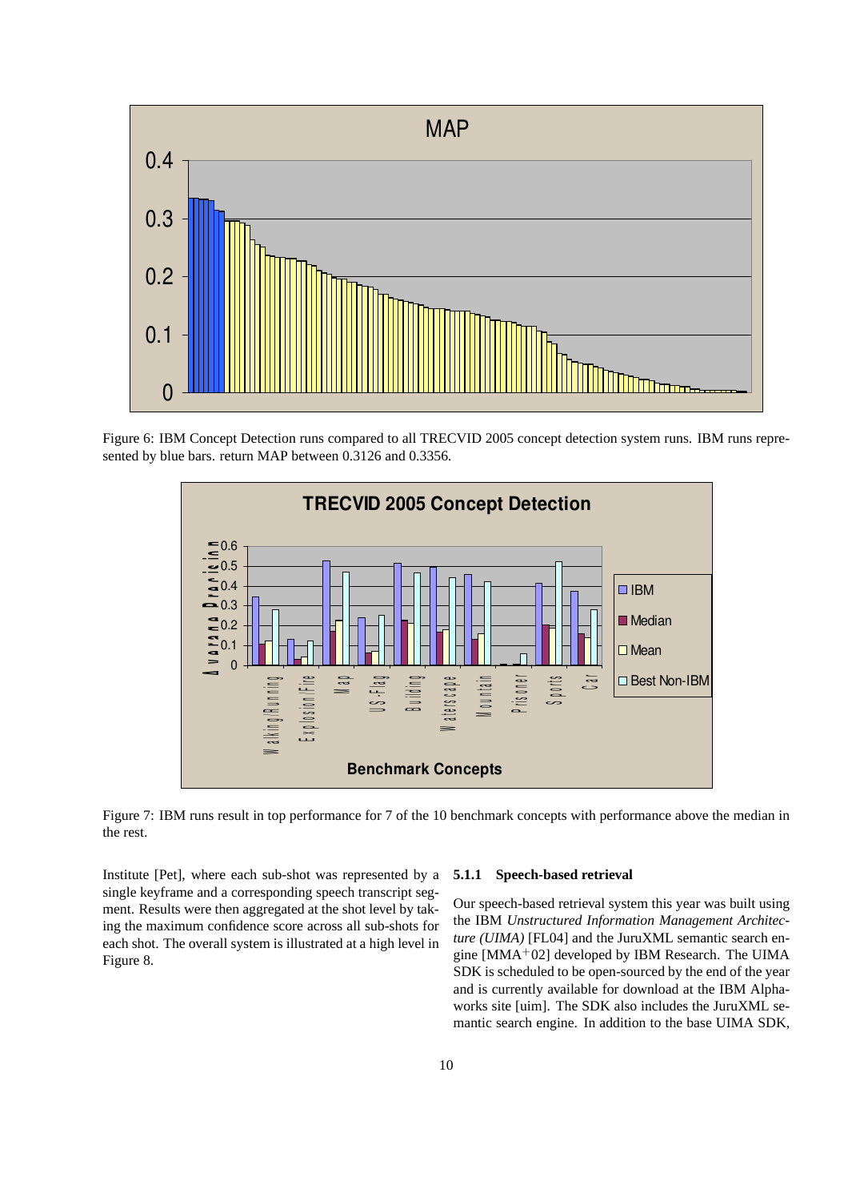Figure 6: IBM Concept Detection runs compared to all TRECVID 2005 concept detection system runs. IBM runs represented by blue bars. return MAP between 0.3126 and 0.3356.

Figure 7: IBM runs result in top performance for 7 of the 10 benchmark concepts with performance above the median in the rest.

Institute [Pet], where each sub-shot was represented by a single keyframe and a corresponding speech transcript segment. Results were then aggregated at the shot level by taking the maximum confidence score across all sub-shots for each shot. The overall system is illustrated at a high level in Figure 8.

#### 5.1.1 Speech-based retrieval

Our speech-based retrieval system this year was built using the IBM *Unstructured Information Management Architecture (UIMA)* [FL04] and the JuruXML semantic search engine [MMA+02] developed by IBM Research. The UIMA SDK is scheduled to be open-sourced by the end of the year and is currently available for download at the IBM Alphaworks site [uim]. The SDK also includes the JuruXML semantic search engine. In addition to the base UIMA SDK,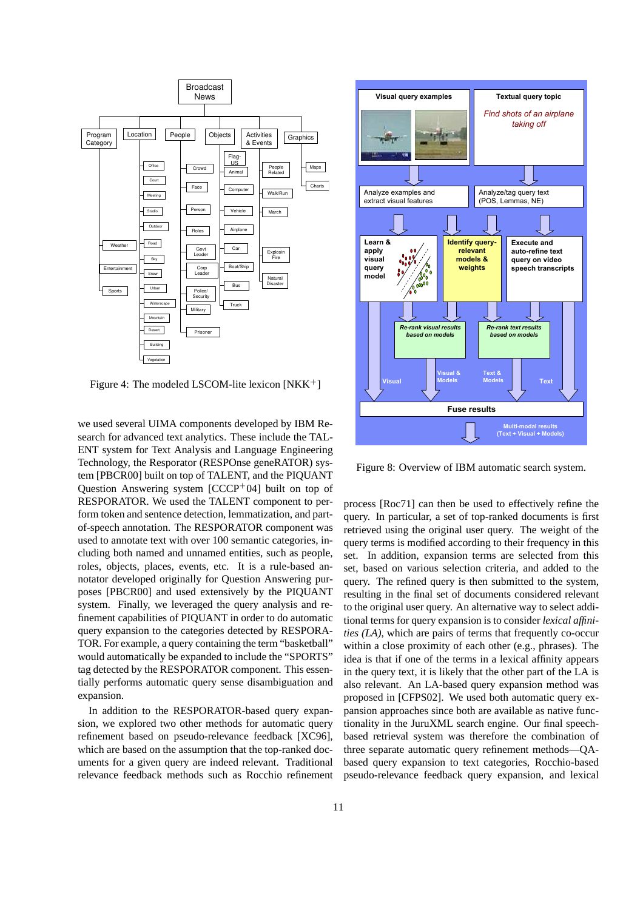Figure 4: The modeled LSCOM-lite lexicon [NKK+]

we used several UIMA components developed by IBM Research for advanced text analytics. These include the TALENT system for Text Analysis and Language Engineering Technology, the Resporator (RESPOnse geneRATOR) system [PBCR00] built on top of TALENT, and the PIQUANT Question Answering system [CCCP+04] built on top of RESPORATOR. We used the TALENT component to perform token and sentence detection, lemmatization, and part-of-speech annotation. The RESPORATOR component was used to annotate text with over 100 semantic categories, including both named and unnamed entities, such as people, roles, objects, places, events, etc. It is a rule-based annotator developed originally for Question Answering purposes [PBCR00] and used extensively by the PIQUANT system. Finally, we leveraged the query analysis and refinement capabilities of PIQUANT in order to do automatic query expansion to the categories detected by RESPORATOR. For example, a query containing the term "basketball" would automatically be expanded to include the "SPORTS" tag detected by the RESPORATOR component. This essentially performs automatic query sense disambiguation and expansion.

In addition to the RESPORATOR-based query expansion, we explored two other methods for automatic query refinement based on pseudo-relevance feedback [XC96], which are based on the assumption that the top-ranked documents for a given query are indeed relevant. Traditional relevance feedback methods such as Rocchio refinement process [Roc71] can then be used to effectively refine the query. In particular, a set of top-ranked documents is first retrieved using the original user query. The weight of the query terms is modified according to their frequency in this set. In addition, expansion terms are selected from this set, based on various selection criteria, and added to the query. The refined query is then submitted to the system, resulting in the final set of documents considered relevant to the original user query. An alternative way to select additional terms for query expansion is to consider *lexical affinities (LA)*, which are pairs of terms that frequently co-occur within a close proximity of each other (e.g., phrases). The idea is that if one of the terms in a lexical affinity appears in the query text, it is likely that the other part of the LA is also relevant. An LA-based query expansion method was proposed in [CFPS02]. We used both automatic query expansion approaches since both are available as native functionality in the JuruXML search engine. Our final speech-based retrieval system was therefore the combination of three separate automatic query refinement methods—QA-based query expansion to text categories, Rocchio-based pseudo-relevance feedback query expansion, and lexical

Figure 8: Overview of IBM automatic search system.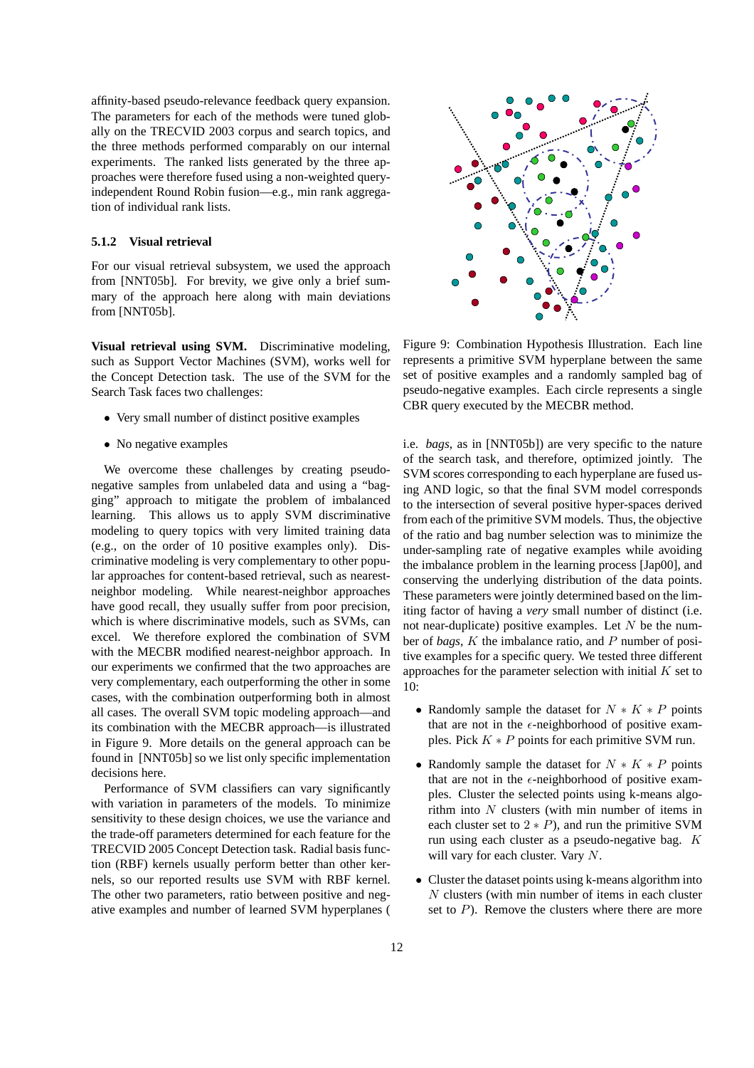affinity-based pseudo-relevance feedback query expansion. The parameters for each of the methods were tuned globally on the TRECVID 2003 corpus and search topics, and the three methods performed comparably on our internal experiments. The ranked lists generated by the three approaches were therefore fused using a non-weighted query-independent Round Robin fusion—e.g., min rank aggregation of individual rank lists.

#### 5.1.2 Visual retrieval

For our visual retrieval subsystem, we used the approach from [NNT05b]. For brevity, we give only a brief summary of the approach here along with main deviations from [NNT05b].

**Visual retrieval using SVM.** Discriminative modeling, such as Support Vector Machines (SVM), works well for the Concept Detection task. The use of the SVM for the Search Task faces two challenges:

- Very small number of distinct positive examples
- No negative examples

We overcome these challenges by creating pseudo-negative samples from unlabeled data and using a "bagging" approach to mitigate the problem of imbalanced learning. This allows us to apply SVM discriminative modeling to query topics with very limited training data (e.g., on the order of 10 positive examples only). Discriminative modeling is very complementary to other popular approaches for content-based retrieval, such as nearest-neighbor modeling. While nearest-neighbor approaches have good recall, they usually suffer from poor precision, which is where discriminative models, such as SVMs, can excel. We therefore explored the combination of SVM with the MECBR modified nearest-neighbor approach. In our experiments we confirmed that the two approaches are very complementary, each outperforming the other in some cases, with the combination outperforming both in almost all cases. The overall SVM topic modeling approach—and its combination with the MECBR approach—is illustrated in Figure 9. More details on the general approach can be found in [NNT05b] so we list only specific implementation decisions here.

Performance of SVM classifiers can vary significantly with variation in parameters of the models. To minimize sensitivity to these design choices, we use the variance and the trade-off parameters determined for each feature for the TRECVID 2005 Concept Detection task. Radial basis function (RBF) kernels usually perform better than other kernels, so our reported results use SVM with RBF kernel. The other two parameters, ratio between positive and negative examples and number of learned SVM hyperplanes (

Figure 9: Combination Hypothesis Illustration. Each line represents a primitive SVM hyperplane between the same set of positive examples and a randomly sampled bag of pseudo-negative examples. Each circle represents a single CBR query executed by the MECBR method.

i.e. *bags*, as in [NNT05b]) are very specific to the nature of the search task, and therefore, optimized jointly. The SVM scores corresponding to each hyperplane are fused using AND logic, so that the final SVM model corresponds to the intersection of several positive hyper-spaces derived from each of the primitive SVM models. Thus, the objective of the ratio and bag number selection was to minimize the under-sampling rate of negative examples while avoiding the imbalance problem in the learning process [Jap00], and conserving the underlying distribution of the data points. These parameters were jointly determined based on the limiting factor of having a *very* small number of distinct (i.e. not near-duplicate) positive examples. Let $N$ be the number of *bags*, $K$ the imbalance ratio, and $P$ number of positive examples for a specific query. We tested three different approaches for the parameter selection with initial $K$ set to 10:

- Randomly sample the dataset for $N * K * P$ points that are not in the $\epsilon$-neighborhood of positive examples. Pick $K * P$ points for each primitive SVM run.
- Randomly sample the dataset for $N * K * P$ points that are not in the $\epsilon$-neighborhood of positive examples. Cluster the selected points using k-means algorithm into $N$ clusters (with min number of items in each cluster set to $2 * P$), and run the primitive SVM run using each cluster as a pseudo-negative bag. $K$ will vary for each cluster. Vary $N$.
- Cluster the dataset points using k-means algorithm into $N$ clusters (with min number of items in each cluster set to $P$). Remove the clusters where there are more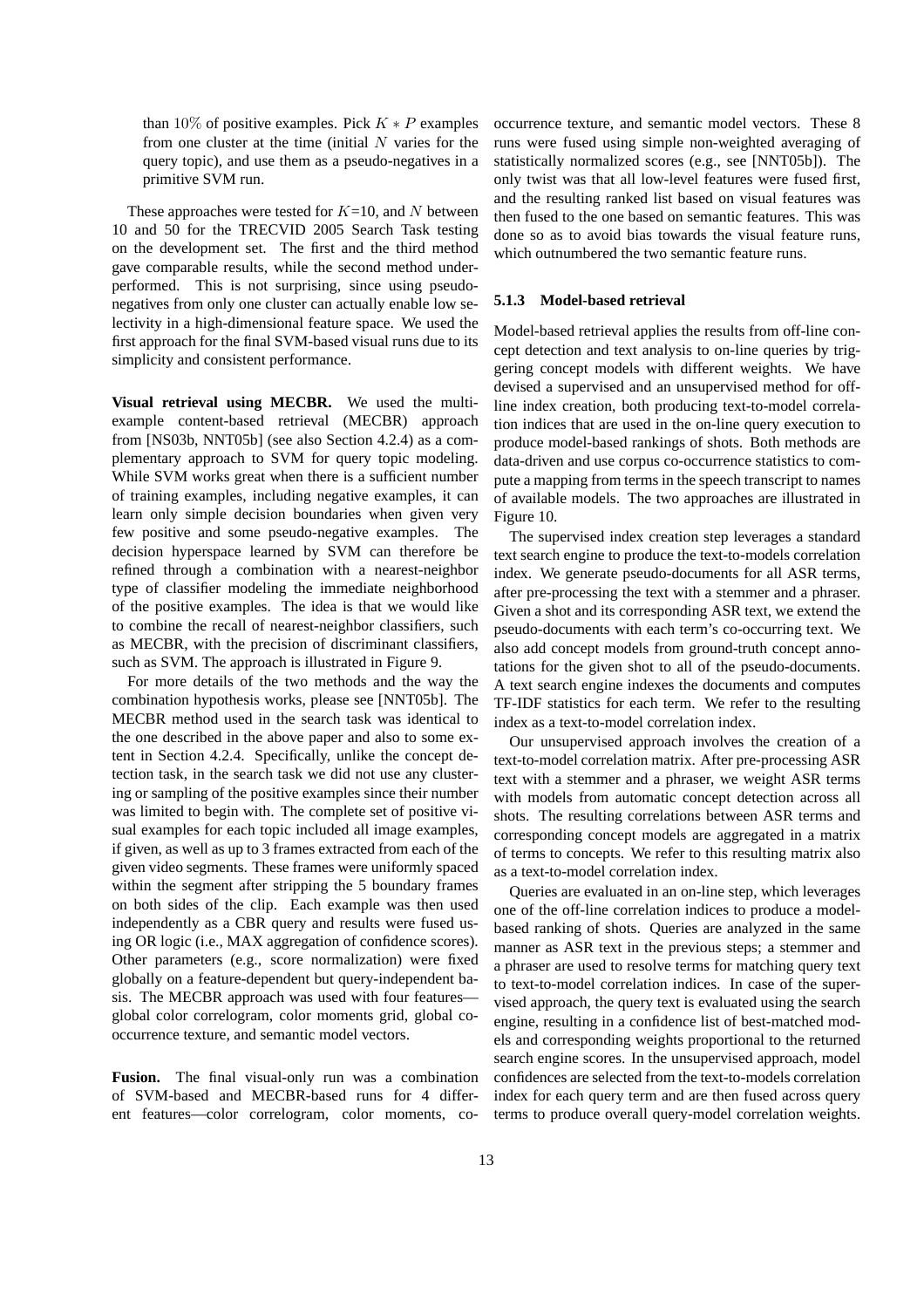than 10% of positive examples. Pick $K * P$ examples from one cluster at the time (initial $N$ varies for the query topic), and use them as a pseudo-negatives in a primitive SVM run.

These approaches were tested for $K$=10, and $N$ between 10 and 50 for the TRECVID 2005 Search Task testing on the development set. The first and the third method gave comparable results, while the second method underperformed. This is not surprising, since using pseudo-negatives from only one cluster can actually enable low selectivity in a high-dimensional feature space. We used the first approach for the final SVM-based visual runs due to its simplicity and consistent performance.

**Visual retrieval using MECBR.** We used the multi-example content-based retrieval (MECBR) approach from [NS03b, NNT05b] (see also Section 4.2.4) as a complementary approach to SVM for query topic modeling. While SVM works great when there is a sufficient number of training examples, including negative examples, it can learn only simple decision boundaries when given very few positive and some pseudo-negative examples. The decision hyperspace learned by SVM can therefore be refined through a combination with a nearest-neighbor type of classifier modeling the immediate neighborhood of the positive examples. The idea is that we would like to combine the recall of nearest-neighbor classifiers, such as MECBR, with the precision of discriminant classifiers, such as SVM. The approach is illustrated in Figure 9.

For more details of the two methods and the way the combination hypothesis works, please see [NNT05b]. The MECBR method used in the search task was identical to the one described in the above paper and also to some extent in Section 4.2.4. Specifically, unlike the concept detection task, in the search task we did not use any clustering or sampling of the positive examples since their number was limited to begin with. The complete set of positive visual examples for each topic included all image examples, if given, as well as up to 3 frames extracted from each of the given video segments. These frames were uniformly spaced within the segment after stripping the 5 boundary frames on both sides of the clip. Each example was then used independently as a CBR query and results were fused using OR logic (i.e., MAX aggregation of confidence scores). Other parameters (e.g., score normalization) were fixed globally on a feature-dependent but query-independent basis. The MECBR approach was used with four features—global color correlogram, color moments grid, global co-occurrence texture, and semantic model vectors.

**Fusion.** The final visual-only run was a combination of SVM-based and MECBR-based runs for 4 different features—color correlogram, color moments, co-occurrence texture, and semantic model vectors. These 8 runs were fused using simple non-weighted averaging of statistically normalized scores (e.g., see [NNT05b]). The only twist was that all low-level features were fused first, and the resulting ranked list based on visual features was then fused to the one based on semantic features. This was done so as to avoid bias towards the visual feature runs, which outnumbered the two semantic feature runs.

#### 5.1.3 Model-based retrieval

Model-based retrieval applies the results from off-line concept detection and text analysis to on-line queries by triggering concept models with different weights. We have devised a supervised and an unsupervised method for off-line index creation, both producing text-to-model correlation indices that are used in the on-line query execution to produce model-based rankings of shots. Both methods are data-driven and use corpus co-occurrence statistics to compute a mapping from terms in the speech transcript to names of available models. The two approaches are illustrated in Figure 10.

The supervised index creation step leverages a standard text search engine to produce the text-to-models correlation index. We generate pseudo-documents for all ASR terms, after pre-processing the text with a stemmer and a phraser. Given a shot and its corresponding ASR text, we extend the pseudo-documents with each term's co-occurring text. We also add concept models from ground-truth concept annotations for the given shot to all of the pseudo-documents. A text search engine indexes the documents and computes TF-IDF statistics for each term. We refer to the resulting index as a text-to-model correlation index.

Our unsupervised approach involves the creation of a text-to-model correlation matrix. After pre-processing ASR text with a stemmer and a phraser, we weight ASR terms with models from automatic concept detection across all shots. The resulting correlations between ASR terms and corresponding concept models are aggregated in a matrix of terms to concepts. We refer to this resulting matrix also as a text-to-model correlation index.

Queries are evaluated in an on-line step, which leverages one of the off-line correlation indices to produce a model-based ranking of shots. Queries are analyzed in the same manner as ASR text in the previous steps; a stemmer and a phraser are used to resolve terms for matching query text to text-to-model correlation indices. In case of the supervised approach, the query text is evaluated using the search engine, resulting in a confidence list of best-matched models and corresponding weights proportional to the returned search engine scores. In the unsupervised approach, model confidences are selected from the text-to-models correlation index for each query term and are then fused across query terms to produce overall query-model correlation weights.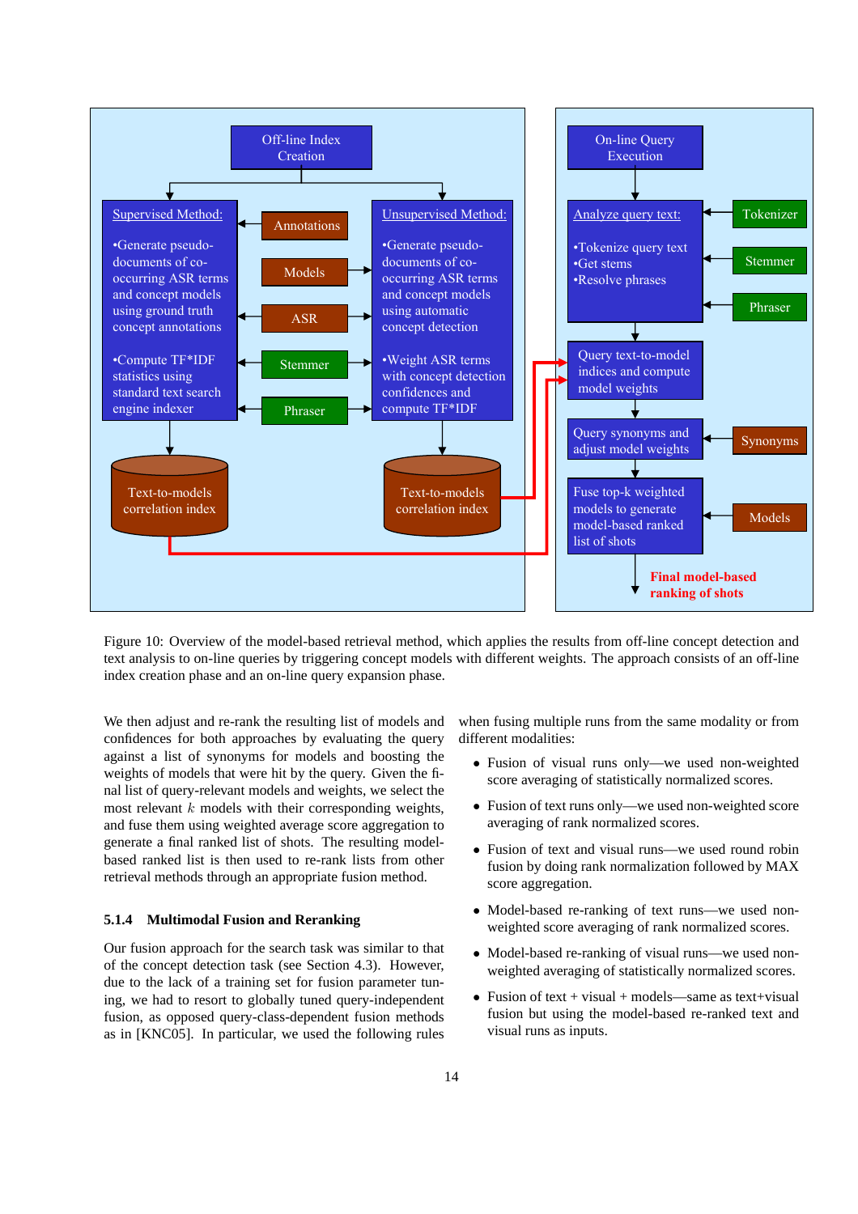Figure 10: Overview of the model-based retrieval method, which applies the results from off-line concept detection and text analysis to on-line queries by triggering concept models with different weights. The approach consists of an off-line index creation phase and an on-line query expansion phase.

We then adjust and re-rank the resulting list of models and confidences for both approaches by evaluating the query against a list of synonyms for models and boosting the weights of models that were hit by the query. Given the final list of query-relevant models and weights, we select the most relevant $k$ models with their corresponding weights, and fuse them using weighted average score aggregation to generate a final ranked list of shots. The resulting model-based ranked list is then used to re-rank lists from other retrieval methods through an appropriate fusion method.

### 5.1.4 Multimodal Fusion and Reranking

Our fusion approach for the search task was similar to that of the concept detection task (see Section 4.3). However, due to the lack of a training set for fusion parameter tuning, we had to resort to globally tuned query-independent fusion, as opposed query-class-dependent fusion methods as in [KNC05]. In particular, we used the following rules when fusing multiple runs from the same modality or from different modalities:

- Fusion of visual runs only—we used non-weighted score averaging of statistically normalized scores.
- Fusion of text runs only—we used non-weighted score averaging of rank normalized scores.
- Fusion of text and visual runs—we used round robin fusion by doing rank normalization followed by MAX score aggregation.
- Model-based re-ranking of text runs—we used non-weighted score averaging of rank normalized scores.
- Model-based re-ranking of visual runs—we used non-weighted averaging of statistically normalized scores.
- Fusion of text + visual + models—same as text+visual fusion but using the model-based re-ranked text and visual runs as inputs.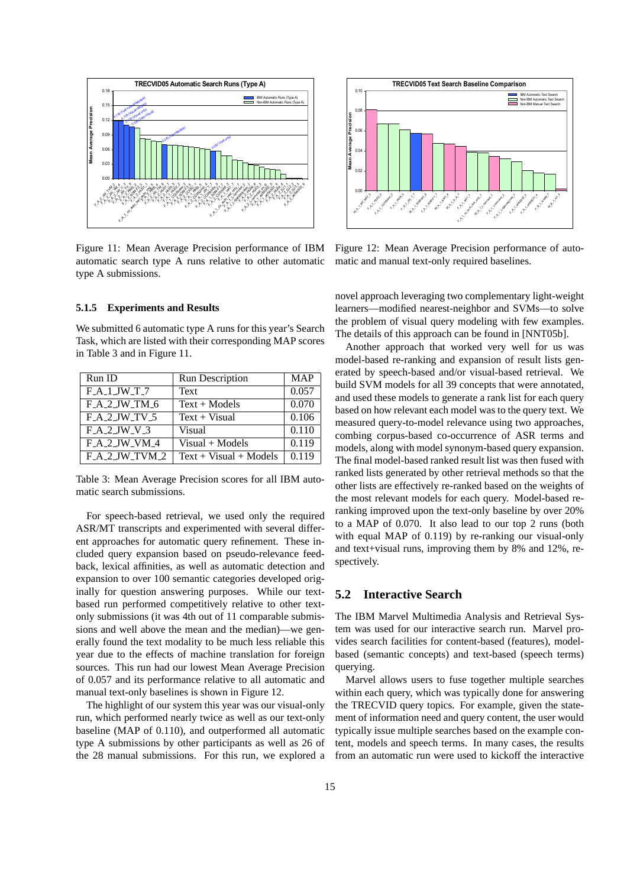Figure 11: Mean Average Precision performance of IBM automatic search type A runs relative to other automatic type A submissions.

Figure 12: Mean Average Precision performance of automatic and manual text-only required baselines.

#### 5.1.5 Experiments and Results

We submitted 6 automatic type A runs for this year's Search Task, which are listed with their corresponding MAP scores in Table 3 and in Figure 11.

| Run ID | Run Description | MAP |
|---|---|---|
| F_A_1_JW_T_7 | Text | 0.057 |
| F_A_2_JW_TM_6 | Text + Models | 0.070 |
| F_A_2_JW_TV_5 | Text + Visual | 0.106 |
| F_A_2_JW_V_3 | Visual | 0.110 |
| F_A_2_JW_VM_4 | Visual + Models | 0.119 |
| F_A_2_JW_TVM_2 | Text + Visual + Models | 0.119 |

Table 3: Mean Average Precision scores for all IBM automatic search submissions.

For speech-based retrieval, we used only the required ASR/MT transcripts and experimented with several different approaches for automatic query refinement. These included query expansion based on pseudo-relevance feedback, lexical affinities, as well as automatic detection and expansion to over 100 semantic categories developed originally for question answering purposes. While our text-based run performed competitively relative to other text-only submissions (it was 4th out of 11 comparable submissions and well above the mean and the median)—we generally found the text modality to be much less reliable this year due to the effects of machine translation for foreign sources. This run had our lowest Mean Average Precision of 0.057 and its performance relative to all automatic and manual text-only baselines is shown in Figure 12.

The highlight of our system this year was our visual-only run, which performed nearly twice as well as our text-only baseline (MAP of 0.110), and outperformed all automatic type A submissions by other participants as well as 26 of the 28 manual submissions. For this run, we explored a novel approach leveraging two complementary light-weight learners—modified nearest-neighbor and SVMs—to solve the problem of visual query modeling with few examples. The details of this approach can be found in [NNT05b].

Another approach that worked very well for us was model-based re-ranking and expansion of result lists generated by speech-based and/or visual-based retrieval. We build SVM models for all 39 concepts that were annotated, and used these models to generate a rank list for each query based on how relevant each model was to the query text. We measured query-to-model relevance using two approaches, combing corpus-based co-occurrence of ASR terms and models, along with model synonym-based query expansion. The final model-based ranked result list was then fused with ranked lists generated by other retrieval methods so that the other lists are effectively re-ranked based on the weights of the most relevant models for each query. Model-based re-ranking improved upon the text-only baseline by over 20% to a MAP of 0.070. It also lead to our top 2 runs (both with equal MAP of 0.119) by re-ranking our visual-only and text+visual runs, improving them by 8% and 12%, respectively.

### 5.2 Interactive Search

The IBM Marvel Multimedia Analysis and Retrieval System was used for our interactive search run. Marvel provides search facilities for content-based (features), model-based (semantic concepts) and text-based (speech terms) querying.

Marvel allows users to fuse together multiple searches within each query, which was typically done for answering the TRECVID query topics. For example, given the statement of information need and query content, the user would typically issue multiple searches based on the example content, models and speech terms. In many cases, the results from an automatic run were used to kickoff the interactive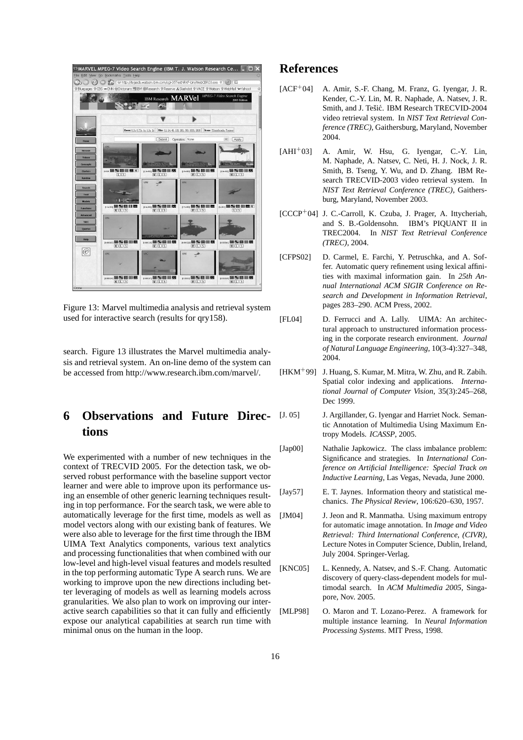Figure 13: Marvel multimedia analysis and retrieval system used for interactive search (results for qry158).

search. Figure 13 illustrates the Marvel multimedia analysis and retrieval system. An on-line demo of the system can be accessed from http://www.research.ibm.com/marvel/.

## 6 Observations and Future Directions

We experimented with a number of new techniques in the context of TRECVID 2005. For the detection task, we observed robust performance with the baseline support vector learner and were able to improve upon its performance using an ensemble of other generic learning techniques resulting in top performance. For the search task, we were able to automatically leverage for the first time, models as well as model vectors along with our existing bank of features. We were also able to leverage for the first time through the IBM UIMA Text Analytics components, various text analytics and processing functionalities that when combined with our low-level and high-level visual features and models resulted in the top performing automatic Type A search runs. We are working to improve upon the new directions including better leveraging of models as well as learning models across granularities. We also plan to work on improving our interactive search capabilities so that it can fully and efficiently expose our analytical capabilities at search run time with minimal onus on the human in the loop.

# References

[ACF+04] A. Amir, S.-F. Chang, M. Franz, G. Iyengar, J. R. Kender, C.-Y. Lin, M. R. Naphade, A. Natsev, J. R. Smith, and J. Tešić. IBM Research TRECVID-2004 video retrieval system. In *NIST Text Retrieval Conference (TREC)*, Gaithersburg, Maryland, November 2004.

[AHI+03] A. Amir, W. Hsu, G. Iyengar, C.-Y. Lin, M. Naphade, A. Natsev, C. Neti, H. J. Nock, J. R. Smith, B. Tseng, Y. Wu, and D. Zhang. IBM Research TRECVID-2003 video retrieval system. In *NIST Text Retrieval Conference (TREC)*, Gaithersburg, Maryland, November 2003.

[CCCP+04] J. C.-Carroll, K. Czuba, J. Prager, A. Ittycheriah, and S. B.-Goldensohn. IBM's PIQUANT II in TREC2004. In *NIST Text Retrieval Conference (TREC)*, 2004.

[CFPS02] D. Carmel, E. Farchi, Y. Petruschka, and A. Soffer. Automatic query refinement using lexical affinities with maximal information gain. In *25th Annual International ACM SIGIR Conference on Research and Development in Information Retrieval*, pages 283–290. ACM Press, 2002.

[FL04] D. Ferrucci and A. Lally. UIMA: An architectural approach to unstructured information processing in the corporate research environment. *Journal of Natural Language Engineering*, 10(3-4):327–348, 2004.

[HKM+99] J. Huang, S. Kumar, M. Mitra, W. Zhu, and R. Zabih. Spatial color indexing and applications. *International Journal of Computer Vision*, 35(3):245–268, Dec 1999.

[J. 05] J. Argillander, G. Iyengar and Harriet Nock. Semantic Annotation of Multimedia Using Maximum Entropy Models. *ICASSP*, 2005.

[Jap00] Nathalie Japkowicz. The class imbalance problem: Significance and strategies. In *International Conference on Artificial Intelligence: Special Track on Inductive Learning*, Las Vegas, Nevada, June 2000.

[Jay57] E. T. Jaynes. Information theory and statistical mechanics. *The Physical Review*, 106:620–630, 1957.

[JM04] J. Jeon and R. Manmatha. Using maximum entropy for automatic image annotation. In *Image and Video Retrieval: Third International Conference, (CIVR)*, Lecture Notes in Computer Science, Dublin, Ireland, July 2004. Springer-Verlag.

[KNC05] L. Kennedy, A. Natsev, and S.-F. Chang. Automatic discovery of query-class-dependent models for multimodal search. In *ACM Multimedia 2005*, Singapore, Nov. 2005.

[MLP98] O. Maron and T. Lozano-Perez. A framework for multiple instance learning. In *Neural Information Processing Systems*. MIT Press, 1998.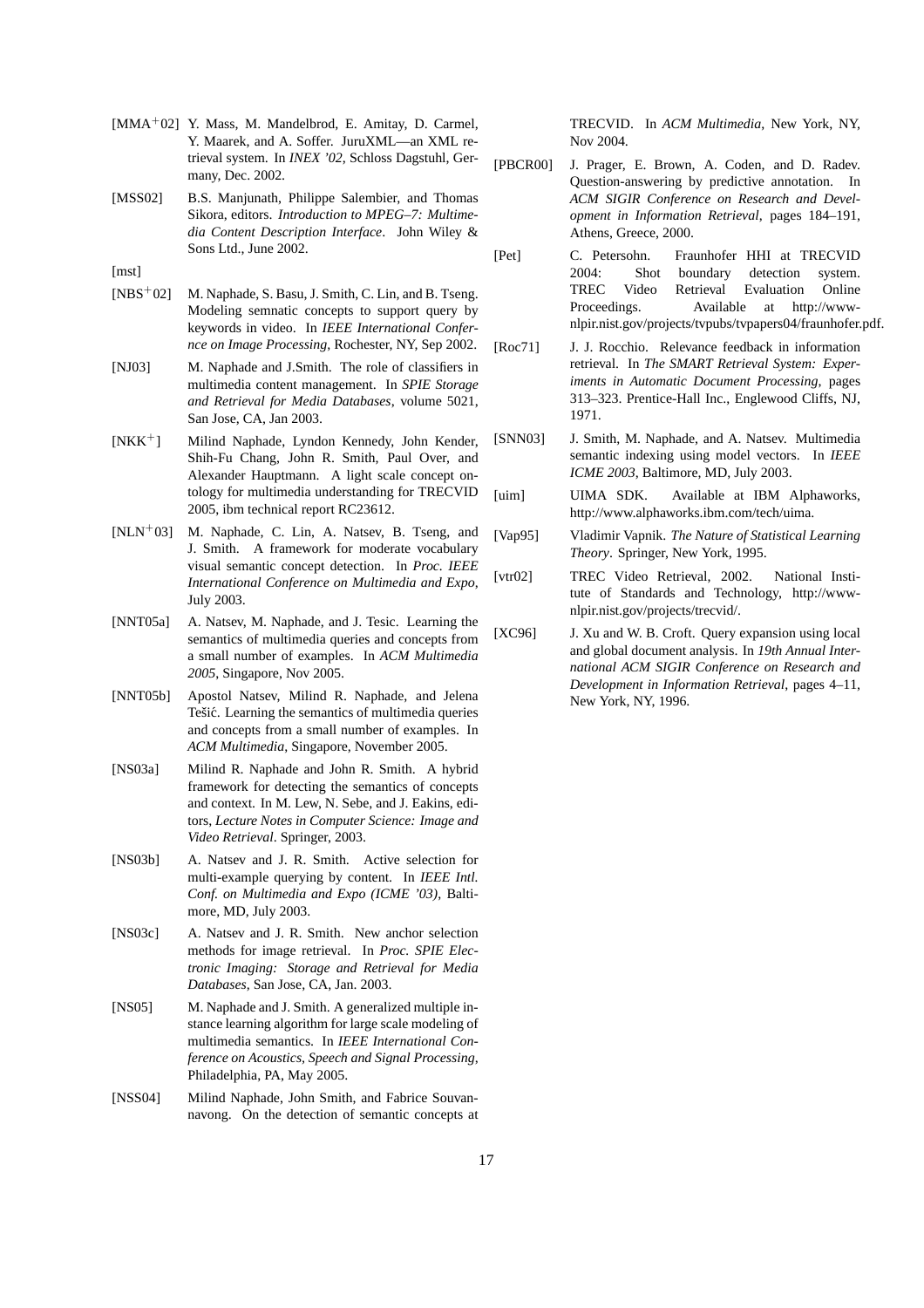[MMA+02] Y. Mass, M. Mandelbrod, E. Amitay, D. Carmel, Y. Maarek, and A. Soffer. JuruXML—an XML retrieval system. In *INEX '02*, Schloss Dagstuhl, Germany, Dec. 2002.

[MSS02] B.S. Manjunath, Philippe Salembier, and Thomas Sikora, editors. *Introduction to MPEG–7: Multimedia Content Description Interface*. John Wiley & Sons Ltd., June 2002.

[mst]

[NBS+02] M. Naphade, S. Basu, J. Smith, C. Lin, and B. Tseng. Modeling semnatic concepts to support query by keywords in video. In *IEEE International Conference on Image Processing*, Rochester, NY, Sep 2002.

[NJ03] M. Naphade and J.Smith. The role of classifiers in multimedia content management. In *SPIE Storage and Retrieval for Media Databases*, volume 5021, San Jose, CA, Jan 2003.

[NKK+] Milind Naphade, Lyndon Kennedy, John Kender, Shih-Fu Chang, John R. Smith, Paul Over, and Alexander Hauptmann. A light scale concept ontology for multimedia understanding for TRECVID 2005, ibm technical report RC23612.

[NLN+03] M. Naphade, C. Lin, A. Natsev, B. Tseng, and J. Smith. A framework for moderate vocabulary visual semantic concept detection. In *Proc. IEEE International Conference on Multimedia and Expo*, July 2003.

[NNT05a] A. Natsev, M. Naphade, and J. Tesic. Learning the semantics of multimedia queries and concepts from a small number of examples. In *ACM Multimedia 2005*, Singapore, Nov 2005.

[NNT05b] Apostol Natsev, Milind R. Naphade, and Jelena Tešić. Learning the semantics of multimedia queries and concepts from a small number of examples. In *ACM Multimedia*, Singapore, November 2005.

[NS03a] Milind R. Naphade and John R. Smith. A hybrid framework for detecting the semantics of concepts and context. In M. Lew, N. Sebe, and J. Eakins, editors, *Lecture Notes in Computer Science: Image and Video Retrieval*. Springer, 2003.

[NS03b] A. Natsev and J. R. Smith. Active selection for multi-example querying by content. In *IEEE Intl. Conf. on Multimedia and Expo (ICME '03)*, Baltimore, MD, July 2003.

[NS03c] A. Natsev and J. R. Smith. New anchor selection methods for image retrieval. In *Proc. SPIE Electronic Imaging: Storage and Retrieval for Media Databases*, San Jose, CA, Jan. 2003.

[NS05] M. Naphade and J. Smith. A generalized multiple instance learning algorithm for large scale modeling of multimedia semantics. In *IEEE International Conference on Acoustics, Speech and Signal Processing*, Philadelphia, PA, May 2005.

[NSS04] Milind Naphade, John Smith, and Fabrice Souvannavong. On the detection of semantic concepts at TRECVID. In *ACM Multimedia*, New York, NY, Nov 2004.

[PBCR00] J. Prager, E. Brown, A. Coden, and D. Radev. Question-answering by predictive annotation. In *ACM SIGIR Conference on Research and Development in Information Retrieval*, pages 184–191, Athens, Greece, 2000.

[Pet] C. Petersohn. Fraunhofer HHI at TRECVID 2004: Shot boundary detection system. TREC Video Retrieval Evaluation Online Proceedings. Available at http://www-nlpir.nist.gov/projects/tvpubs/tvpapers04/fraunhofer.pdf.

[Roc71] J. J. Rocchio. Relevance feedback in information retrieval. In *The SMART Retrieval System: Experiments in Automatic Document Processing*, pages 313–323. Prentice-Hall Inc., Englewood Cliffs, NJ, 1971.

[SNN03] J. Smith, M. Naphade, and A. Natsev. Multimedia semantic indexing using model vectors. In *IEEE ICME 2003*, Baltimore, MD, July 2003.

[uim] UIMA SDK. Available at IBM Alphaworks, http://www.alphaworks.ibm.com/tech/uima.

[Vap95] Vladimir Vapnik. *The Nature of Statistical Learning Theory*. Springer, New York, 1995.

[vtr02] TREC Video Retrieval, 2002. National Institute of Standards and Technology, http://www-nlpir.nist.gov/projects/trecvid/.

[XC96] J. Xu and W. B. Croft. Query expansion using local and global document analysis. In *19th Annual International ACM SIGIR Conference on Research and Development in Information Retrieval*, pages 4–11, New York, NY, 1996.